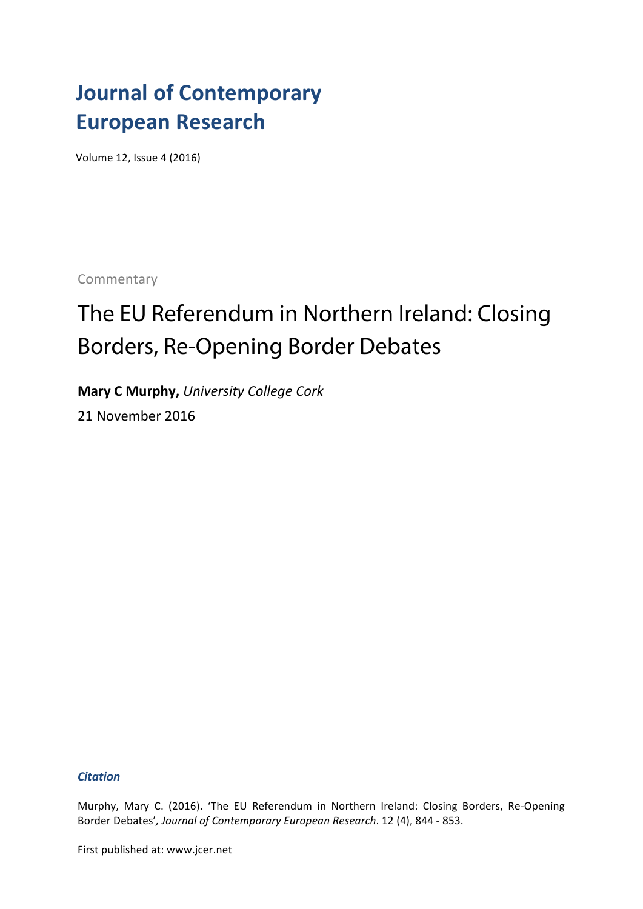# Journal of Contemporary European Research

Volume 12, Issue 4 (2016)

Commentary

## The EU Referendum in Northern Ireland: Closing Borders, Re-Opening Border Debates

**Mary C Murphy,** *University College Cork*

21 November 2016

***Citation***

Murphy, Mary C. (2016). 'The EU Referendum in Northern Ireland: Closing Borders, Re-Opening Border Debates', *Journal of Contemporary European Research*. 12 (4), 844 - 853.

First published at: www.jcer.net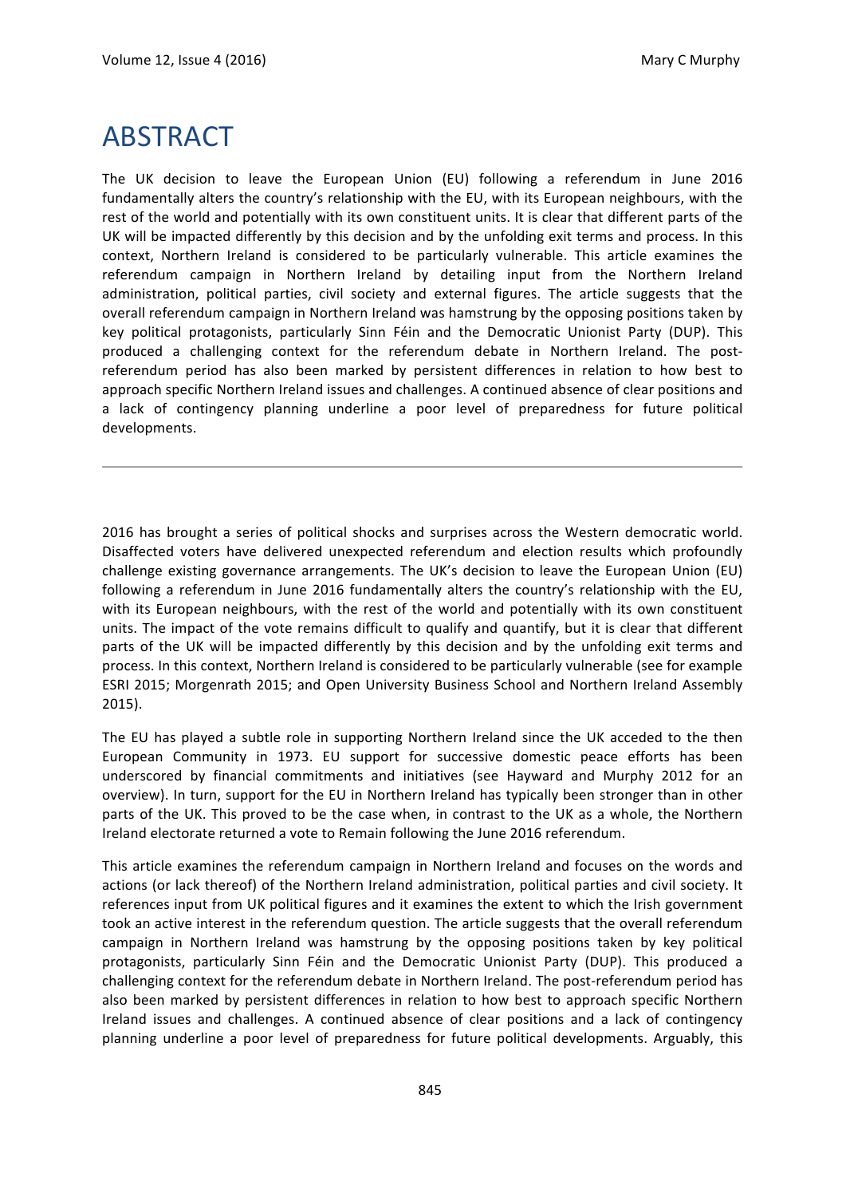# ABSTRACT

The UK decision to leave the European Union (EU) following a referendum in June 2016 fundamentally alters the country's relationship with the EU, with its European neighbours, with the rest of the world and potentially with its own constituent units. It is clear that different parts of the UK will be impacted differently by this decision and by the unfolding exit terms and process. In this context, Northern Ireland is considered to be particularly vulnerable. This article examines the referendum campaign in Northern Ireland by detailing input from the Northern Ireland administration, political parties, civil society and external figures. The article suggests that the overall referendum campaign in Northern Ireland was hamstrung by the opposing positions taken by key political protagonists, particularly Sinn Féin and the Democratic Unionist Party (DUP). This produced a challenging context for the referendum debate in Northern Ireland. The post-referendum period has also been marked by persistent differences in relation to how best to approach specific Northern Ireland issues and challenges. A continued absence of clear positions and a lack of contingency planning underline a poor level of preparedness for future political developments.

---

2016 has brought a series of political shocks and surprises across the Western democratic world. Disaffected voters have delivered unexpected referendum and election results which profoundly challenge existing governance arrangements. The UK's decision to leave the European Union (EU) following a referendum in June 2016 fundamentally alters the country's relationship with the EU, with its European neighbours, with the rest of the world and potentially with its own constituent units. The impact of the vote remains difficult to qualify and quantify, but it is clear that different parts of the UK will be impacted differently by this decision and by the unfolding exit terms and process. In this context, Northern Ireland is considered to be particularly vulnerable (see for example ESRI 2015; Morgenrath 2015; and Open University Business School and Northern Ireland Assembly 2015).

The EU has played a subtle role in supporting Northern Ireland since the UK acceded to the then European Community in 1973. EU support for successive domestic peace efforts has been underscored by financial commitments and initiatives (see Hayward and Murphy 2012 for an overview). In turn, support for the EU in Northern Ireland has typically been stronger than in other parts of the UK. This proved to be the case when, in contrast to the UK as a whole, the Northern Ireland electorate returned a vote to Remain following the June 2016 referendum.

This article examines the referendum campaign in Northern Ireland and focuses on the words and actions (or lack thereof) of the Northern Ireland administration, political parties and civil society. It references input from UK political figures and it examines the extent to which the Irish government took an active interest in the referendum question. The article suggests that the overall referendum campaign in Northern Ireland was hamstrung by the opposing positions taken by key political protagonists, particularly Sinn Féin and the Democratic Unionist Party (DUP). This produced a challenging context for the referendum debate in Northern Ireland. The post-referendum period has also been marked by persistent differences in relation to how best to approach specific Northern Ireland issues and challenges. A continued absence of clear positions and a lack of contingency planning underline a poor level of preparedness for future political developments. Arguably, this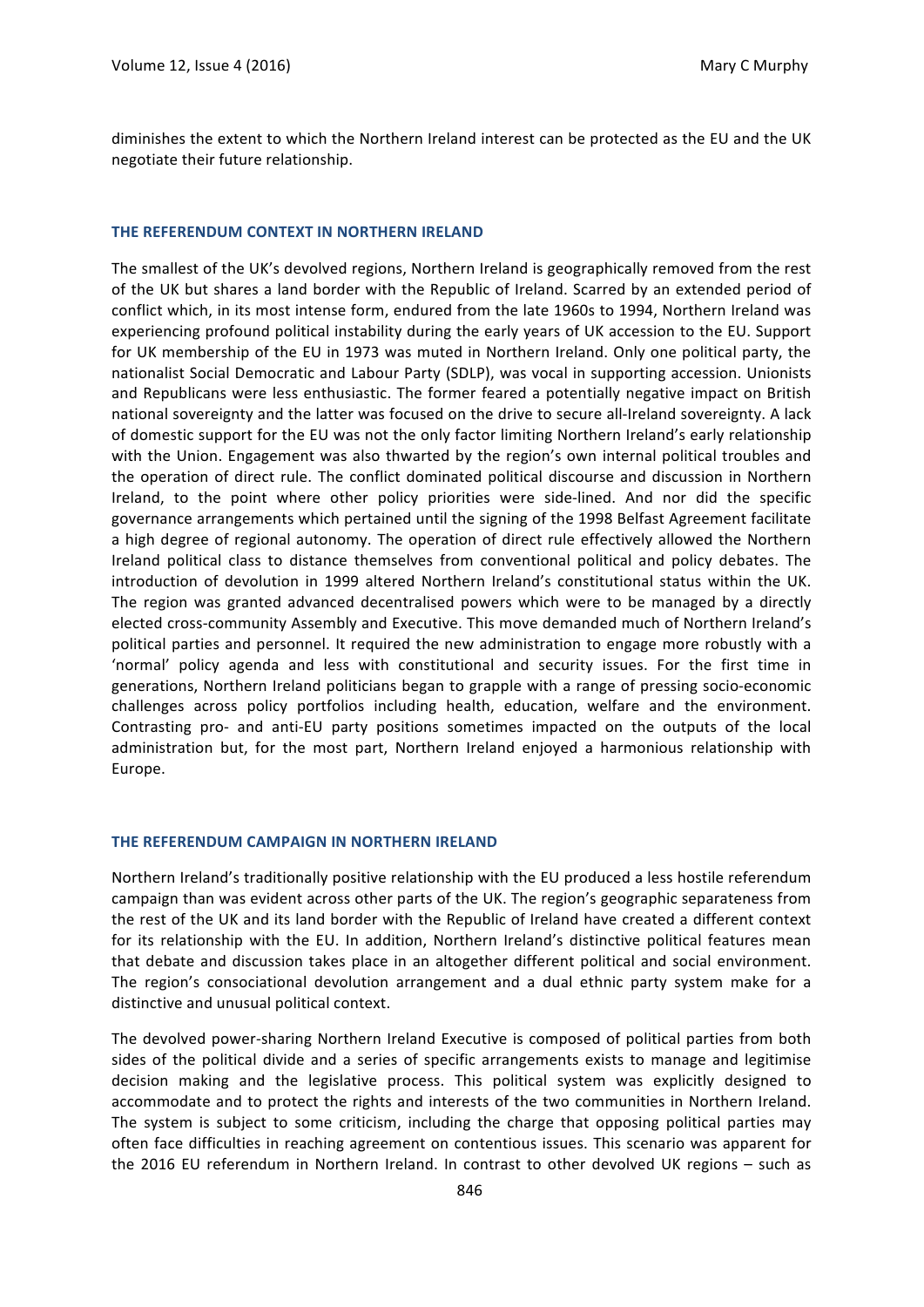diminishes the extent to which the Northern Ireland interest can be protected as the EU and the UK negotiate their future relationship.

## THE REFERENDUM CONTEXT IN NORTHERN IRELAND

The smallest of the UK's devolved regions, Northern Ireland is geographically removed from the rest of the UK but shares a land border with the Republic of Ireland. Scarred by an extended period of conflict which, in its most intense form, endured from the late 1960s to 1994, Northern Ireland was experiencing profound political instability during the early years of UK accession to the EU. Support for UK membership of the EU in 1973 was muted in Northern Ireland. Only one political party, the nationalist Social Democratic and Labour Party (SDLP), was vocal in supporting accession. Unionists and Republicans were less enthusiastic. The former feared a potentially negative impact on British national sovereignty and the latter was focused on the drive to secure all-Ireland sovereignty. A lack of domestic support for the EU was not the only factor limiting Northern Ireland's early relationship with the Union. Engagement was also thwarted by the region's own internal political troubles and the operation of direct rule. The conflict dominated political discourse and discussion in Northern Ireland, to the point where other policy priorities were side-lined. And nor did the specific governance arrangements which pertained until the signing of the 1998 Belfast Agreement facilitate a high degree of regional autonomy. The operation of direct rule effectively allowed the Northern Ireland political class to distance themselves from conventional political and policy debates. The introduction of devolution in 1999 altered Northern Ireland's constitutional status within the UK. The region was granted advanced decentralised powers which were to be managed by a directly elected cross-community Assembly and Executive. This move demanded much of Northern Ireland's political parties and personnel. It required the new administration to engage more robustly with a 'normal' policy agenda and less with constitutional and security issues. For the first time in generations, Northern Ireland politicians began to grapple with a range of pressing socio-economic challenges across policy portfolios including health, education, welfare and the environment. Contrasting pro- and anti-EU party positions sometimes impacted on the outputs of the local administration but, for the most part, Northern Ireland enjoyed a harmonious relationship with Europe.

## THE REFERENDUM CAMPAIGN IN NORTHERN IRELAND

Northern Ireland's traditionally positive relationship with the EU produced a less hostile referendum campaign than was evident across other parts of the UK. The region's geographic separateness from the rest of the UK and its land border with the Republic of Ireland have created a different context for its relationship with the EU. In addition, Northern Ireland's distinctive political features mean that debate and discussion takes place in an altogether different political and social environment. The region's consociational devolution arrangement and a dual ethnic party system make for a distinctive and unusual political context.

The devolved power-sharing Northern Ireland Executive is composed of political parties from both sides of the political divide and a series of specific arrangements exists to manage and legitimise decision making and the legislative process. This political system was explicitly designed to accommodate and to protect the rights and interests of the two communities in Northern Ireland. The system is subject to some criticism, including the charge that opposing political parties may often face difficulties in reaching agreement on contentious issues. This scenario was apparent for the 2016 EU referendum in Northern Ireland. In contrast to other devolved UK regions – such as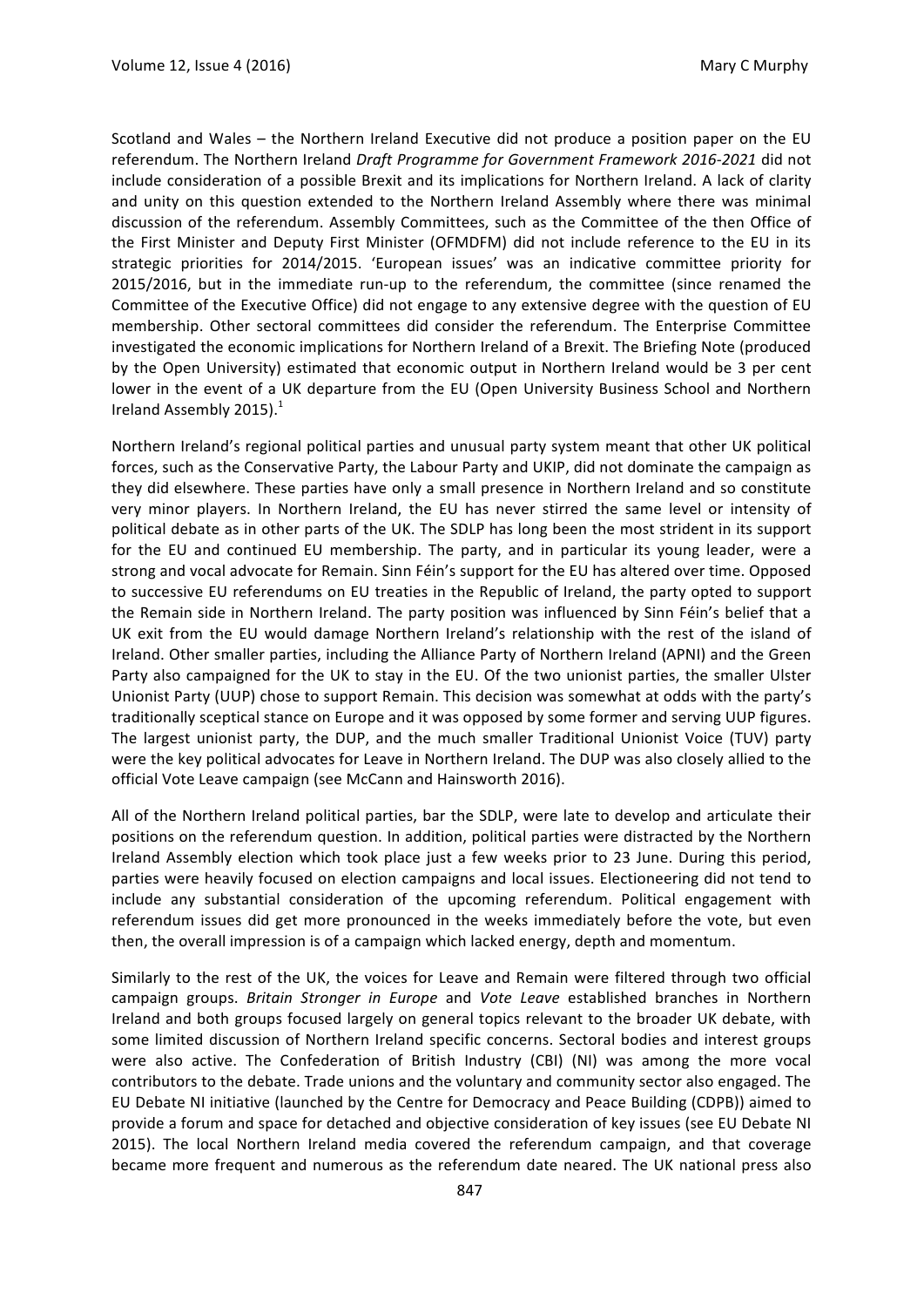Scotland and Wales – the Northern Ireland Executive did not produce a position paper on the EU referendum. The Northern Ireland *Draft Programme for Government Framework 2016-2021* did not include consideration of a possible Brexit and its implications for Northern Ireland. A lack of clarity and unity on this question extended to the Northern Ireland Assembly where there was minimal discussion of the referendum. Assembly Committees, such as the Committee of the then Office of the First Minister and Deputy First Minister (OFMDFM) did not include reference to the EU in its strategic priorities for 2014/2015. 'European issues' was an indicative committee priority for 2015/2016, but in the immediate run-up to the referendum, the committee (since renamed the Committee of the Executive Office) did not engage to any extensive degree with the question of EU membership. Other sectoral committees did consider the referendum. The Enterprise Committee investigated the economic implications for Northern Ireland of a Brexit. The Briefing Note (produced by the Open University) estimated that economic output in Northern Ireland would be 3 per cent lower in the event of a UK departure from the EU (Open University Business School and Northern Ireland Assembly 2015).[1]

Northern Ireland's regional political parties and unusual party system meant that other UK political forces, such as the Conservative Party, the Labour Party and UKIP, did not dominate the campaign as they did elsewhere. These parties have only a small presence in Northern Ireland and so constitute very minor players. In Northern Ireland, the EU has never stirred the same level or intensity of political debate as in other parts of the UK. The SDLP has long been the most strident in its support for the EU and continued EU membership. The party, and in particular its young leader, were a strong and vocal advocate for Remain. Sinn Féin's support for the EU has altered over time. Opposed to successive EU referendums on EU treaties in the Republic of Ireland, the party opted to support the Remain side in Northern Ireland. The party position was influenced by Sinn Féin's belief that a UK exit from the EU would damage Northern Ireland's relationship with the rest of the island of Ireland. Other smaller parties, including the Alliance Party of Northern Ireland (APNI) and the Green Party also campaigned for the UK to stay in the EU. Of the two unionist parties, the smaller Ulster Unionist Party (UUP) chose to support Remain. This decision was somewhat at odds with the party's traditionally sceptical stance on Europe and it was opposed by some former and serving UUP figures. The largest unionist party, the DUP, and the much smaller Traditional Unionist Voice (TUV) party were the key political advocates for Leave in Northern Ireland. The DUP was also closely allied to the official Vote Leave campaign (see McCann and Hainsworth 2016).

All of the Northern Ireland political parties, bar the SDLP, were late to develop and articulate their positions on the referendum question. In addition, political parties were distracted by the Northern Ireland Assembly election which took place just a few weeks prior to 23 June. During this period, parties were heavily focused on election campaigns and local issues. Electioneering did not tend to include any substantial consideration of the upcoming referendum. Political engagement with referendum issues did get more pronounced in the weeks immediately before the vote, but even then, the overall impression is of a campaign which lacked energy, depth and momentum.

Similarly to the rest of the UK, the voices for Leave and Remain were filtered through two official campaign groups. *Britain Stronger in Europe* and *Vote Leave* established branches in Northern Ireland and both groups focused largely on general topics relevant to the broader UK debate, with some limited discussion of Northern Ireland specific concerns. Sectoral bodies and interest groups were also active. The Confederation of British Industry (CBI) (NI) was among the more vocal contributors to the debate. Trade unions and the voluntary and community sector also engaged. The EU Debate NI initiative (launched by the Centre for Democracy and Peace Building (CDPB)) aimed to provide a forum and space for detached and objective consideration of key issues (see EU Debate NI 2015). The local Northern Ireland media covered the referendum campaign, and that coverage became more frequent and numerous as the referendum date neared. The UK national press also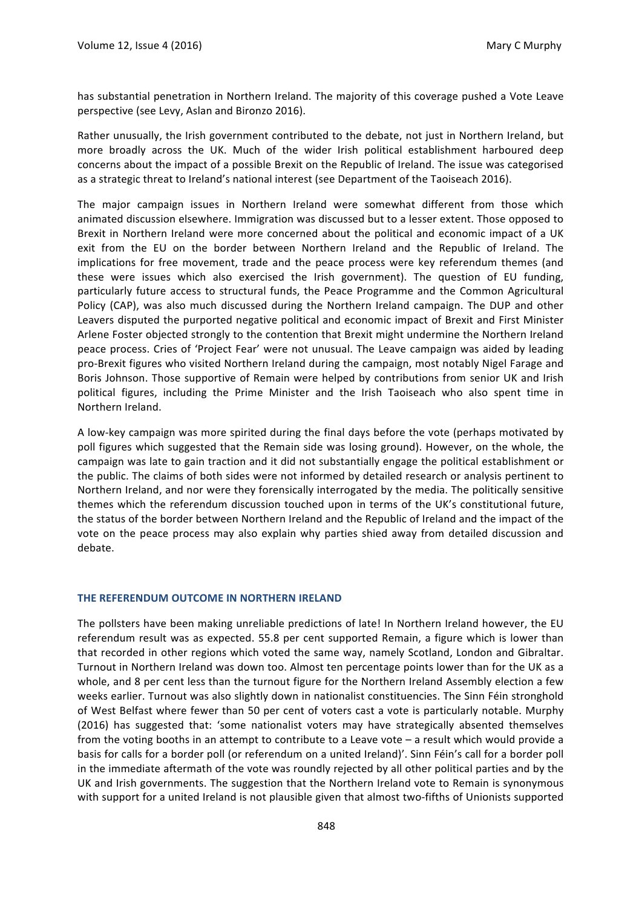has substantial penetration in Northern Ireland. The majority of this coverage pushed a Vote Leave perspective (see Levy, Aslan and Bironzo 2016).

Rather unusually, the Irish government contributed to the debate, not just in Northern Ireland, but more broadly across the UK. Much of the wider Irish political establishment harboured deep concerns about the impact of a possible Brexit on the Republic of Ireland. The issue was categorised as a strategic threat to Ireland's national interest (see Department of the Taoiseach 2016).

The major campaign issues in Northern Ireland were somewhat different from those which animated discussion elsewhere. Immigration was discussed but to a lesser extent. Those opposed to Brexit in Northern Ireland were more concerned about the political and economic impact of a UK exit from the EU on the border between Northern Ireland and the Republic of Ireland. The implications for free movement, trade and the peace process were key referendum themes (and these were issues which also exercised the Irish government). The question of EU funding, particularly future access to structural funds, the Peace Programme and the Common Agricultural Policy (CAP), was also much discussed during the Northern Ireland campaign. The DUP and other Leavers disputed the purported negative political and economic impact of Brexit and First Minister Arlene Foster objected strongly to the contention that Brexit might undermine the Northern Ireland peace process. Cries of 'Project Fear' were not unusual. The Leave campaign was aided by leading pro-Brexit figures who visited Northern Ireland during the campaign, most notably Nigel Farage and Boris Johnson. Those supportive of Remain were helped by contributions from senior UK and Irish political figures, including the Prime Minister and the Irish Taoiseach who also spent time in Northern Ireland.

A low-key campaign was more spirited during the final days before the vote (perhaps motivated by poll figures which suggested that the Remain side was losing ground). However, on the whole, the campaign was late to gain traction and it did not substantially engage the political establishment or the public. The claims of both sides were not informed by detailed research or analysis pertinent to Northern Ireland, and nor were they forensically interrogated by the media. The politically sensitive themes which the referendum discussion touched upon in terms of the UK's constitutional future, the status of the border between Northern Ireland and the Republic of Ireland and the impact of the vote on the peace process may also explain why parties shied away from detailed discussion and debate.

## THE REFERENDUM OUTCOME IN NORTHERN IRELAND

The pollsters have been making unreliable predictions of late! In Northern Ireland however, the EU referendum result was as expected. 55.8 per cent supported Remain, a figure which is lower than that recorded in other regions which voted the same way, namely Scotland, London and Gibraltar. Turnout in Northern Ireland was down too. Almost ten percentage points lower than for the UK as a whole, and 8 per cent less than the turnout figure for the Northern Ireland Assembly election a few weeks earlier. Turnout was also slightly down in nationalist constituencies. The Sinn Féin stronghold of West Belfast where fewer than 50 per cent of voters cast a vote is particularly notable. Murphy (2016) has suggested that: 'some nationalist voters may have strategically absented themselves from the voting booths in an attempt to contribute to a Leave vote – a result which would provide a basis for calls for a border poll (or referendum on a united Ireland)'. Sinn Féin's call for a border poll in the immediate aftermath of the vote was roundly rejected by all other political parties and by the UK and Irish governments. The suggestion that the Northern Ireland vote to Remain is synonymous with support for a united Ireland is not plausible given that almost two-fifths of Unionists supported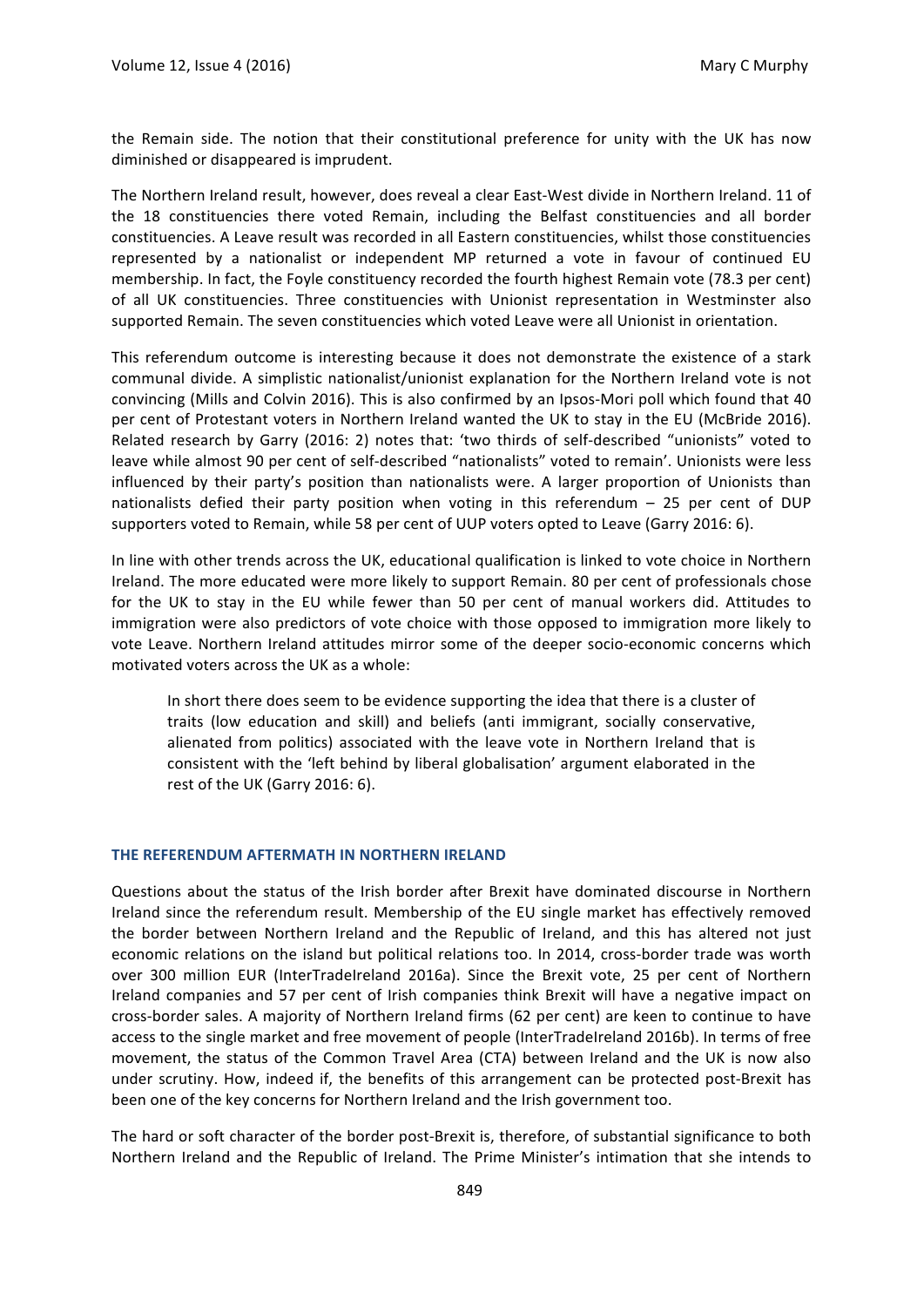the Remain side. The notion that their constitutional preference for unity with the UK has now diminished or disappeared is imprudent.

The Northern Ireland result, however, does reveal a clear East-West divide in Northern Ireland. 11 of the 18 constituencies there voted Remain, including the Belfast constituencies and all border constituencies. A Leave result was recorded in all Eastern constituencies, whilst those constituencies represented by a nationalist or independent MP returned a vote in favour of continued EU membership. In fact, the Foyle constituency recorded the fourth highest Remain vote (78.3 per cent) of all UK constituencies. Three constituencies with Unionist representation in Westminster also supported Remain. The seven constituencies which voted Leave were all Unionist in orientation.

This referendum outcome is interesting because it does not demonstrate the existence of a stark communal divide. A simplistic nationalist/unionist explanation for the Northern Ireland vote is not convincing (Mills and Colvin 2016). This is also confirmed by an Ipsos-Mori poll which found that 40 per cent of Protestant voters in Northern Ireland wanted the UK to stay in the EU (McBride 2016). Related research by Garry (2016: 2) notes that: 'two thirds of self-described "unionists" voted to leave while almost 90 per cent of self-described "nationalists" voted to remain'. Unionists were less influenced by their party's position than nationalists were. A larger proportion of Unionists than nationalists defied their party position when voting in this referendum – 25 per cent of DUP supporters voted to Remain, while 58 per cent of UUP voters opted to Leave (Garry 2016: 6).

In line with other trends across the UK, educational qualification is linked to vote choice in Northern Ireland. The more educated were more likely to support Remain. 80 per cent of professionals chose for the UK to stay in the EU while fewer than 50 per cent of manual workers did. Attitudes to immigration were also predictors of vote choice with those opposed to immigration more likely to vote Leave. Northern Ireland attitudes mirror some of the deeper socio-economic concerns which motivated voters across the UK as a whole:

> In short there does seem to be evidence supporting the idea that there is a cluster of traits (low education and skill) and beliefs (anti immigrant, socially conservative, alienated from politics) associated with the leave vote in Northern Ireland that is consistent with the 'left behind by liberal globalisation' argument elaborated in the rest of the UK (Garry 2016: 6).

## THE REFERENDUM AFTERMATH IN NORTHERN IRELAND

Questions about the status of the Irish border after Brexit have dominated discourse in Northern Ireland since the referendum result. Membership of the EU single market has effectively removed the border between Northern Ireland and the Republic of Ireland, and this has altered not just economic relations on the island but political relations too. In 2014, cross-border trade was worth over 300 million EUR (InterTradeIreland 2016a). Since the Brexit vote, 25 per cent of Northern Ireland companies and 57 per cent of Irish companies think Brexit will have a negative impact on cross-border sales. A majority of Northern Ireland firms (62 per cent) are keen to continue to have access to the single market and free movement of people (InterTradeIreland 2016b). In terms of free movement, the status of the Common Travel Area (CTA) between Ireland and the UK is now also under scrutiny. How, indeed if, the benefits of this arrangement can be protected post-Brexit has been one of the key concerns for Northern Ireland and the Irish government too.

The hard or soft character of the border post-Brexit is, therefore, of substantial significance to both Northern Ireland and the Republic of Ireland. The Prime Minister's intimation that she intends to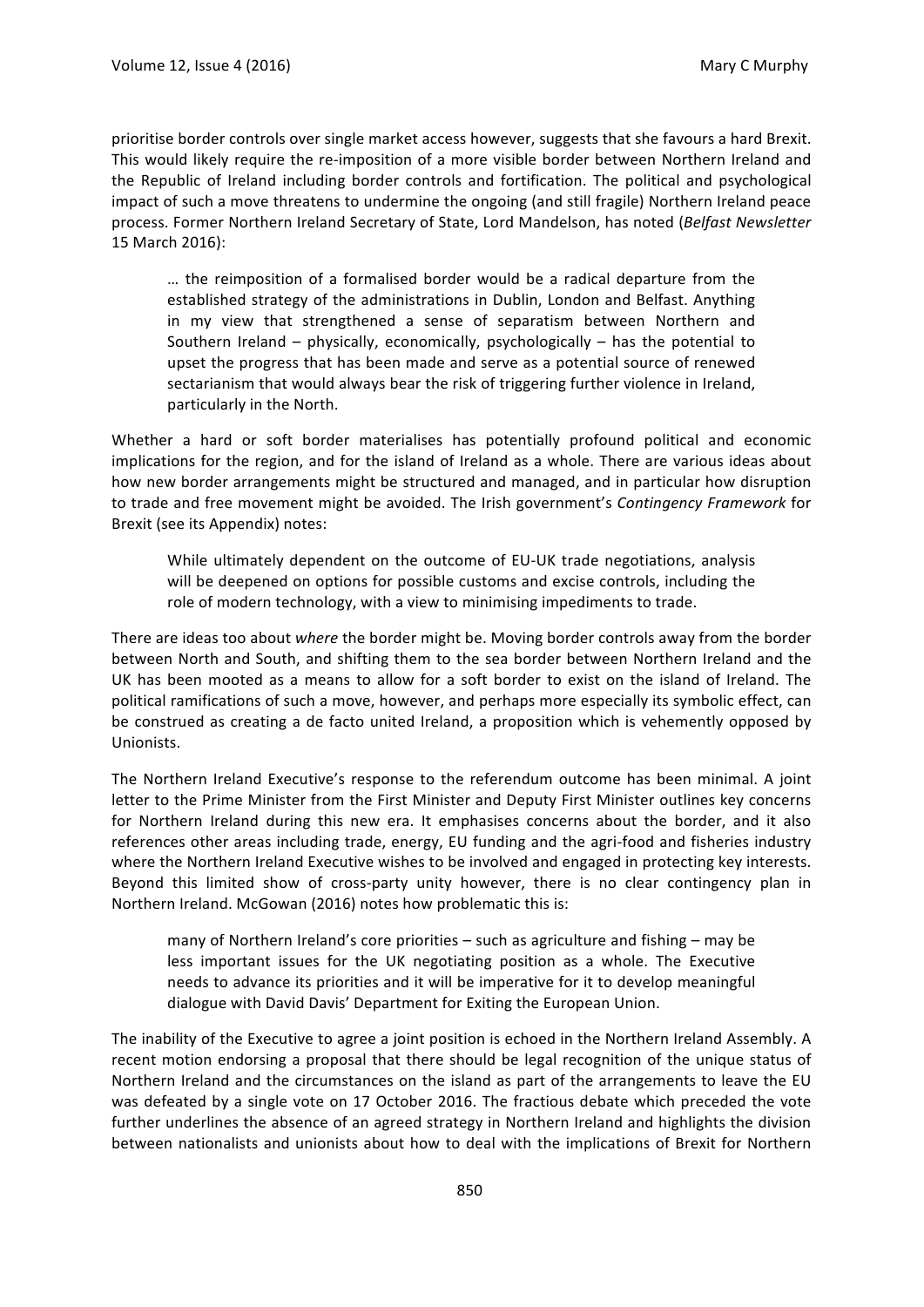prioritise border controls over single market access however, suggests that she favours a hard Brexit. This would likely require the re-imposition of a more visible border between Northern Ireland and the Republic of Ireland including border controls and fortification. The political and psychological impact of such a move threatens to undermine the ongoing (and still fragile) Northern Ireland peace process. Former Northern Ireland Secretary of State, Lord Mandelson, has noted (*Belfast Newsletter* 15 March 2016):

> … the reimposition of a formalised border would be a radical departure from the established strategy of the administrations in Dublin, London and Belfast. Anything in my view that strengthened a sense of separatism between Northern and Southern Ireland – physically, economically, psychologically – has the potential to upset the progress that has been made and serve as a potential source of renewed sectarianism that would always bear the risk of triggering further violence in Ireland, particularly in the North.

Whether a hard or soft border materialises has potentially profound political and economic implications for the region, and for the island of Ireland as a whole. There are various ideas about how new border arrangements might be structured and managed, and in particular how disruption to trade and free movement might be avoided. The Irish government's *Contingency Framework* for Brexit (see its Appendix) notes:

> While ultimately dependent on the outcome of EU-UK trade negotiations, analysis will be deepened on options for possible customs and excise controls, including the role of modern technology, with a view to minimising impediments to trade.

There are ideas too about *where* the border might be. Moving border controls away from the border between North and South, and shifting them to the sea border between Northern Ireland and the UK has been mooted as a means to allow for a soft border to exist on the island of Ireland. The political ramifications of such a move, however, and perhaps more especially its symbolic effect, can be construed as creating a de facto united Ireland, a proposition which is vehemently opposed by Unionists.

The Northern Ireland Executive's response to the referendum outcome has been minimal. A joint letter to the Prime Minister from the First Minister and Deputy First Minister outlines key concerns for Northern Ireland during this new era. It emphasises concerns about the border, and it also references other areas including trade, energy, EU funding and the agri-food and fisheries industry where the Northern Ireland Executive wishes to be involved and engaged in protecting key interests. Beyond this limited show of cross-party unity however, there is no clear contingency plan in Northern Ireland. McGowan (2016) notes how problematic this is:

> many of Northern Ireland's core priorities – such as agriculture and fishing – may be less important issues for the UK negotiating position as a whole. The Executive needs to advance its priorities and it will be imperative for it to develop meaningful dialogue with David Davis' Department for Exiting the European Union.

The inability of the Executive to agree a joint position is echoed in the Northern Ireland Assembly. A recent motion endorsing a proposal that there should be legal recognition of the unique status of Northern Ireland and the circumstances on the island as part of the arrangements to leave the EU was defeated by a single vote on 17 October 2016. The fractious debate which preceded the vote further underlines the absence of an agreed strategy in Northern Ireland and highlights the division between nationalists and unionists about how to deal with the implications of Brexit for Northern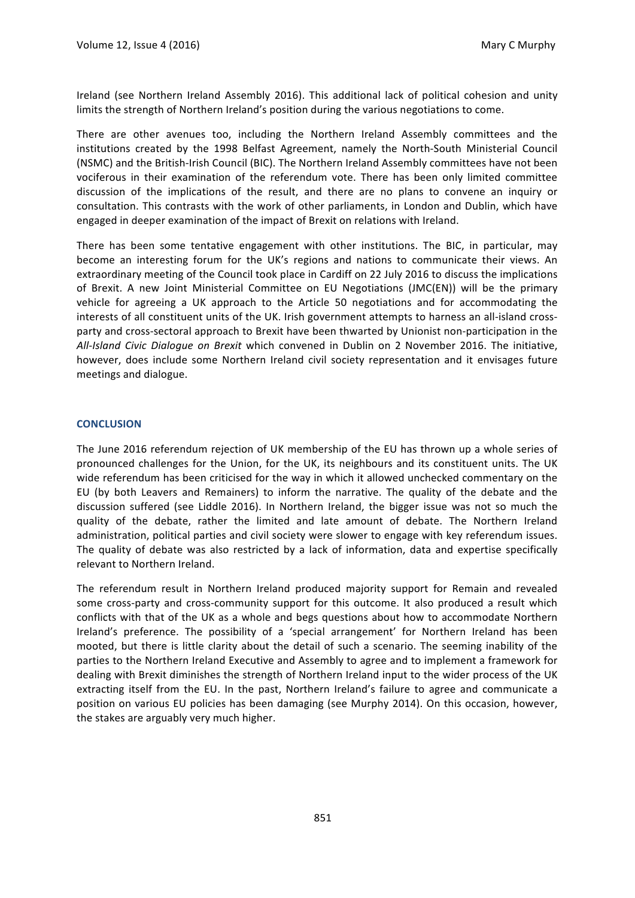Ireland (see Northern Ireland Assembly 2016). This additional lack of political cohesion and unity limits the strength of Northern Ireland's position during the various negotiations to come.

There are other avenues too, including the Northern Ireland Assembly committees and the institutions created by the 1998 Belfast Agreement, namely the North-South Ministerial Council (NSMC) and the British-Irish Council (BIC). The Northern Ireland Assembly committees have not been vociferous in their examination of the referendum vote. There has been only limited committee discussion of the implications of the result, and there are no plans to convene an inquiry or consultation. This contrasts with the work of other parliaments, in London and Dublin, which have engaged in deeper examination of the impact of Brexit on relations with Ireland.

There has been some tentative engagement with other institutions. The BIC, in particular, may become an interesting forum for the UK's regions and nations to communicate their views. An extraordinary meeting of the Council took place in Cardiff on 22 July 2016 to discuss the implications of Brexit. A new Joint Ministerial Committee on EU Negotiations (JMC(EN)) will be the primary vehicle for agreeing a UK approach to the Article 50 negotiations and for accommodating the interests of all constituent units of the UK. Irish government attempts to harness an all-island cross-party and cross-sectoral approach to Brexit have been thwarted by Unionist non-participation in the *All-Island Civic Dialogue on Brexit* which convened in Dublin on 2 November 2016. The initiative, however, does include some Northern Ireland civil society representation and it envisages future meetings and dialogue.

## CONCLUSION

The June 2016 referendum rejection of UK membership of the EU has thrown up a whole series of pronounced challenges for the Union, for the UK, its neighbours and its constituent units. The UK wide referendum has been criticised for the way in which it allowed unchecked commentary on the EU (by both Leavers and Remainers) to inform the narrative. The quality of the debate and the discussion suffered (see Liddle 2016). In Northern Ireland, the bigger issue was not so much the quality of the debate, rather the limited and late amount of debate. The Northern Ireland administration, political parties and civil society were slower to engage with key referendum issues. The quality of debate was also restricted by a lack of information, data and expertise specifically relevant to Northern Ireland.

The referendum result in Northern Ireland produced majority support for Remain and revealed some cross-party and cross-community support for this outcome. It also produced a result which conflicts with that of the UK as a whole and begs questions about how to accommodate Northern Ireland's preference. The possibility of a 'special arrangement' for Northern Ireland has been mooted, but there is little clarity about the detail of such a scenario. The seeming inability of the parties to the Northern Ireland Executive and Assembly to agree and to implement a framework for dealing with Brexit diminishes the strength of Northern Ireland input to the wider process of the UK extracting itself from the EU. In the past, Northern Ireland's failure to agree and communicate a position on various EU policies has been damaging (see Murphy 2014). On this occasion, however, the stakes are arguably very much higher.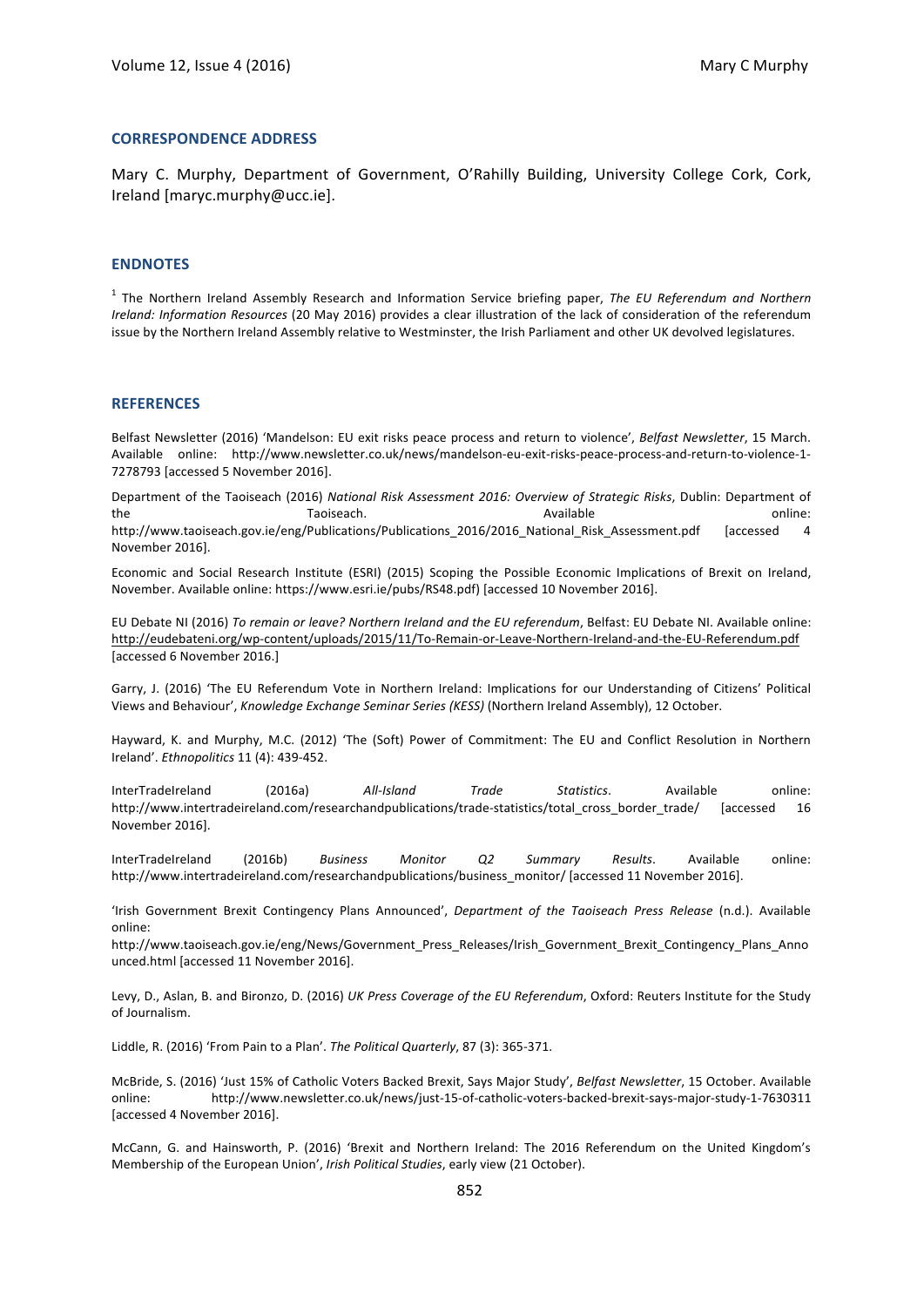### CORRESPONDENCE ADDRESS

Mary C. Murphy, Department of Government, O'Rahilly Building, University College Cork, Cork, Ireland [maryc.murphy@ucc.ie].

### ENDNOTES

[1] The Northern Ireland Assembly Research and Information Service briefing paper, *The EU Referendum and Northern Ireland: Information Resources* (20 May 2016) provides a clear illustration of the lack of consideration of the referendum issue by the Northern Ireland Assembly relative to Westminster, the Irish Parliament and other UK devolved legislatures.

### REFERENCES

Belfast Newsletter (2016) 'Mandelson: EU exit risks peace process and return to violence', *Belfast Newsletter*, 15 March. Available online: http://www.newsletter.co.uk/news/mandelson-eu-exit-risks-peace-process-and-return-to-violence-1-7278793 [accessed 5 November 2016].

Department of the Taoiseach (2016) *National Risk Assessment 2016: Overview of Strategic Risks*, Dublin: Department of the Taoiseach. Available online: http://www.taoiseach.gov.ie/eng/Publications/Publications_2016/2016_National_Risk_Assessment.pdf [accessed 4 November 2016].

Economic and Social Research Institute (ESRI) (2015) Scoping the Possible Economic Implications of Brexit on Ireland, November. Available online: https://www.esri.ie/pubs/RS48.pdf) [accessed 10 November 2016].

EU Debate NI (2016) *To remain or leave? Northern Ireland and the EU referendum*, Belfast: EU Debate NI. Available online: http://eudebateni.org/wp-content/uploads/2015/11/To-Remain-or-Leave-Northern-Ireland-and-the-EU-Referendum.pdf [accessed 6 November 2016.]

Garry, J. (2016) 'The EU Referendum Vote in Northern Ireland: Implications for our Understanding of Citizens' Political Views and Behaviour', *Knowledge Exchange Seminar Series (KESS)* (Northern Ireland Assembly), 12 October.

Hayward, K. and Murphy, M.C. (2012) 'The (Soft) Power of Commitment: The EU and Conflict Resolution in Northern Ireland'. *Ethnopolitics* 11 (4): 439-452.

InterTradeIreland (2016a) *All-Island Trade Statistics*. Available online: http://www.intertradeireland.com/researchandpublications/trade-statistics/total_cross_border_trade/ [accessed 16 November 2016].

InterTradeIreland (2016b) *Business Monitor Q2 Summary Results*. Available online: http://www.intertradeireland.com/researchandpublications/business_monitor/ [accessed 11 November 2016].

'Irish Government Brexit Contingency Plans Announced', *Department of the Taoiseach Press Release* (n.d.). Available online: http://www.taoiseach.gov.ie/eng/News/Government_Press_Releases/Irish_Government_Brexit_Contingency_Plans_Announced.html [accessed 11 November 2016].

Levy, D., Aslan, B. and Bironzo, D. (2016) *UK Press Coverage of the EU Referendum*, Oxford: Reuters Institute for the Study of Journalism.

Liddle, R. (2016) 'From Pain to a Plan'. *The Political Quarterly*, 87 (3): 365-371.

McBride, S. (2016) 'Just 15% of Catholic Voters Backed Brexit, Says Major Study', *Belfast Newsletter*, 15 October. Available online: http://www.newsletter.co.uk/news/just-15-of-catholic-voters-backed-brexit-says-major-study-1-7630311 [accessed 4 November 2016].

McCann, G. and Hainsworth, P. (2016) 'Brexit and Northern Ireland: The 2016 Referendum on the United Kingdom's Membership of the European Union', *Irish Political Studies*, early view (21 October).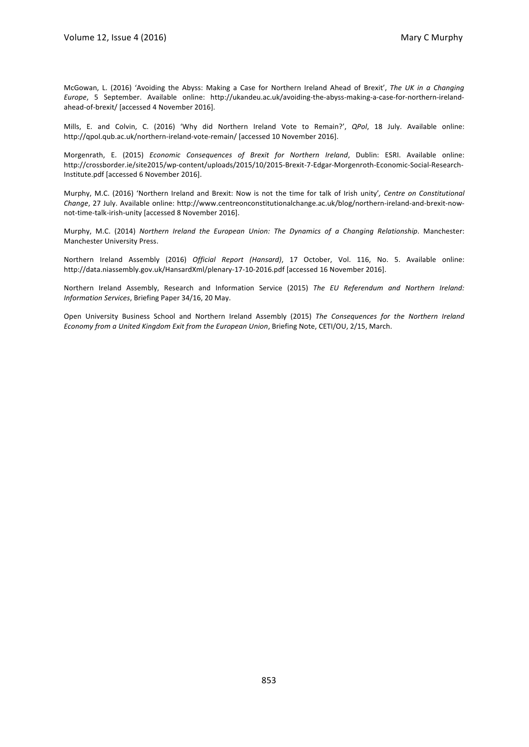McGowan, L. (2016) 'Avoiding the Abyss: Making a Case for Northern Ireland Ahead of Brexit', *The UK in a Changing Europe*, 5 September. Available online: http://ukandeu.ac.uk/avoiding-the-abyss-making-a-case-for-northern-ireland-ahead-of-brexit/ [accessed 4 November 2016].

Mills, E. and Colvin, C. (2016) 'Why did Northern Ireland Vote to Remain?', *QPol*, 18 July. Available online: http://qpol.qub.ac.uk/northern-ireland-vote-remain/ [accessed 10 November 2016].

Morgenrath, E. (2015) *Economic Consequences of Brexit for Northern Ireland*, Dublin: ESRI. Available online: http://crossborder.ie/site2015/wp-content/uploads/2015/10/2015-Brexit-7-Edgar-Morgenroth-Economic-Social-Research-Institute.pdf [accessed 6 November 2016].

Murphy, M.C. (2016) 'Northern Ireland and Brexit: Now is not the time for talk of Irish unity', *Centre on Constitutional Change*, 27 July. Available online: http://www.centreonconstitutionalchange.ac.uk/blog/northern-ireland-and-brexit-now-not-time-talk-irish-unity [accessed 8 November 2016].

Murphy, M.C. (2014) *Northern Ireland the European Union: The Dynamics of a Changing Relationship*. Manchester: Manchester University Press.

Northern Ireland Assembly (2016) *Official Report (Hansard)*, 17 October, Vol. 116, No. 5. Available online: http://data.niassembly.gov.uk/HansardXml/plenary-17-10-2016.pdf [accessed 16 November 2016].

Northern Ireland Assembly, Research and Information Service (2015) *The EU Referendum and Northern Ireland: Information Services*, Briefing Paper 34/16, 20 May.

Open University Business School and Northern Ireland Assembly (2015) *The Consequences for the Northern Ireland Economy from a United Kingdom Exit from the European Union*, Briefing Note, CETI/OU, 2/15, March.